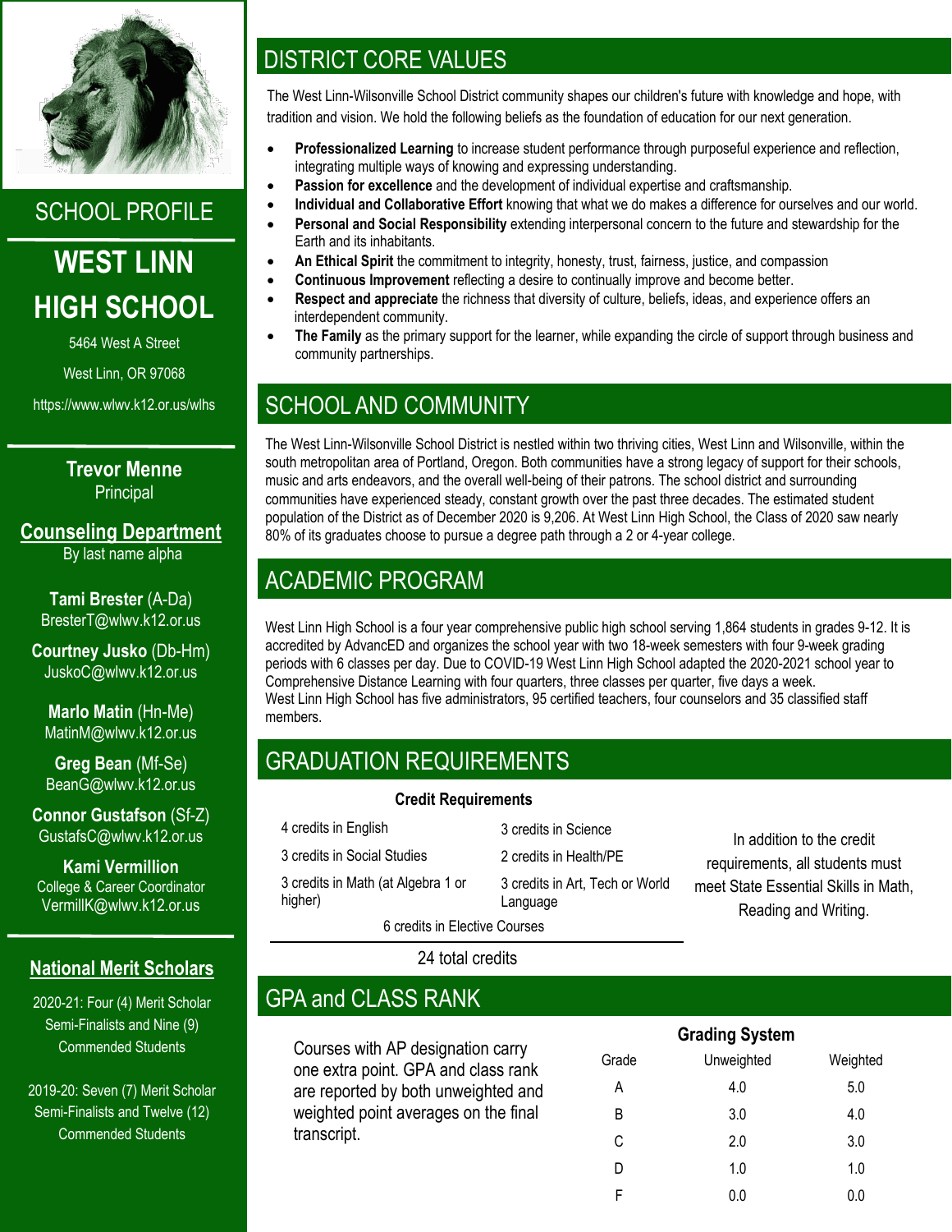# SCHOOL PROFILE

# WEST LINN HIGH SCHOOL

5464 West A Street

West Linn, OR 97068

https://www.wlwv.k12.or.us/wlhs

**Trevor Menne**
Principal

## Counseling Department

By last name alpha

**Tami Brester** (A-Da)
BresterT@wlwv.k12.or.us

**Courtney Jusko** (Db-Hm)
JuskoC@wlwv.k12.or.us

**Marlo Matin** (Hn-Me)
MatinM@wlwv.k12.or.us

**Greg Bean** (Mf-Se)
BeanG@wlwv.k12.or.us

**Connor Gustafson** (Sf-Z)
GustafsC@wlwv.k12.or.us

**Kami Vermillion**
College & Career Coordinator
VermillK@wlwv.k12.or.us

## National Merit Scholars

2020-21: Four (4) Merit Scholar Semi-Finalists and Nine (9) Commended Students

2019-20: Seven (7) Merit Scholar Semi-Finalists and Twelve (12) Commended Students

## DISTRICT CORE VALUES

The West Linn-Wilsonville School District community shapes our children's future with knowledge and hope, with tradition and vision. We hold the following beliefs as the foundation of education for our next generation.

- **Professionalized Learning** to increase student performance through purposeful experience and reflection, integrating multiple ways of knowing and expressing understanding.
- **Passion for excellence** and the development of individual expertise and craftsmanship.
- **Individual and Collaborative Effort** knowing that what we do makes a difference for ourselves and our world.
- **Personal and Social Responsibility** extending interpersonal concern to the future and stewardship for the Earth and its inhabitants.
- **An Ethical Spirit** the commitment to integrity, honesty, trust, fairness, justice, and compassion
- **Continuous Improvement** reflecting a desire to continually improve and become better.
- **Respect and appreciate** the richness that diversity of culture, beliefs, ideas, and experience offers an interdependent community.
- **The Family** as the primary support for the learner, while expanding the circle of support through business and community partnerships.

## SCHOOL AND COMMUNITY

The West Linn-Wilsonville School District is nestled within two thriving cities, West Linn and Wilsonville, within the south metropolitan area of Portland, Oregon. Both communities have a strong legacy of support for their schools, music and arts endeavors, and the overall well-being of their patrons. The school district and surrounding communities have experienced steady, constant growth over the past three decades. The estimated student population of the District as of December 2020 is 9,206. At West Linn High School, the Class of 2020 saw nearly 80% of its graduates choose to pursue a degree path through a 2 or 4-year college.

## ACADEMIC PROGRAM

West Linn High School is a four year comprehensive public high school serving 1,864 students in grades 9-12. It is accredited by AdvancED and organizes the school year with two 18-week semesters with four 9-week grading periods with 6 classes per day. Due to COVID-19 West Linn High School adapted the 2020-2021 school year to Comprehensive Distance Learning with four quarters, three classes per quarter, five days a week.
West Linn High School has five administrators, 95 certified teachers, four counselors and 35 classified staff members.

## GRADUATION REQUIREMENTS

**Credit Requirements**

| | |
|---|---|
| 4 credits in English | 3 credits in Science |
| 3 credits in Social Studies | 2 credits in Health/PE |
| 3 credits in Math (at Algebra 1 or higher) | 3 credits in Art, Tech or World Language |
| 6 credits in Elective Courses | |

24 total credits

In addition to the credit requirements, all students must meet State Essential Skills in Math, Reading and Writing.

## GPA and CLASS RANK

Courses with AP designation carry one extra point. GPA and class rank are reported by both unweighted and weighted point averages on the final transcript.

**Grading System**

| Grade | Unweighted | Weighted |
|---|---|---|
| A | 4.0 | 5.0 |
| B | 3.0 | 4.0 |
| C | 2.0 | 3.0 |
| D | 1.0 | 1.0 |
| F | 0.0 | 0.0 |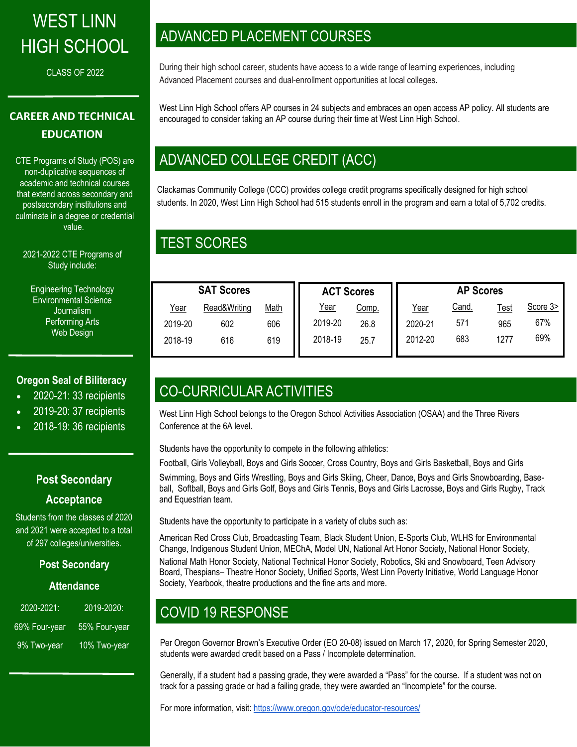# WEST LINN HIGH SCHOOL

CLASS OF 2022

## CAREER AND TECHNICAL EDUCATION

CTE Programs of Study (POS) are non-duplicative sequences of academic and technical courses that extend across secondary and postsecondary institutions and culminate in a degree or credential value.

2021-2022 CTE Programs of Study include:

Engineering Technology
Environmental Science
Journalism
Performing Arts
Web Design

## Oregon Seal of Biliteracy

- 2020-21: 33 recipients
- 2019-20: 37 recipients
- 2018-19: 36 recipients

## Post Secondary Acceptance

Students from the classes of 2020 and 2021 were accepted to a total of 297 colleges/universities.

## Post Secondary Attendance

| 2020-2021: | 2019-2020: |
|---|---|
| 69% Four-year | 55% Four-year |
| 9% Two-year | 10% Two-year |

## ADVANCED PLACEMENT COURSES

During their high school career, students have access to a wide range of learning experiences, including Advanced Placement courses and dual-enrollment opportunities at local colleges.

West Linn High School offers AP courses in 24 subjects and embraces an open access AP policy. All students are encouraged to consider taking an AP course during their time at West Linn High School.

## ADVANCED COLLEGE CREDIT (ACC)

Clackamas Community College (CCC) provides college credit programs specifically designed for high school students. In 2020, West Linn High School had 515 students enroll in the program and earn a total of 5,702 credits.

## TEST SCORES

**SAT Scores**

| Year | Read&Writing | Math |
|---|---|---|
| 2019-20 | 602 | 606 |
| 2018-19 | 616 | 619 |

**ACT Scores**

| Year | Comp. |
|---|---|
| 2019-20 | 26.8 |
| 2018-19 | 25.7 |

**AP Scores**

| Year | Cand. | Test | Score 3> |
|---|---|---|---|
| 2020-21 | 571 | 965 | 67% |
| 2012-20 | 683 | 1277 | 69% |

## CO-CURRICULAR ACTIVITIES

West Linn High School belongs to the Oregon School Activities Association (OSAA) and the Three Rivers Conference at the 6A level.

Students have the opportunity to compete in the following athletics:

Football, Girls Volleyball, Boys and Girls Soccer, Cross Country, Boys and Girls Basketball, Boys and Girls Swimming, Boys and Girls Wrestling, Boys and Girls Skiing, Cheer, Dance, Boys and Girls Snowboarding, Base-ball, Softball, Boys and Girls Golf, Boys and Girls Tennis, Boys and Girls Lacrosse, Boys and Girls Rugby, Track and Equestrian team.

Students have the opportunity to participate in a variety of clubs such as:

American Red Cross Club, Broadcasting Team, Black Student Union, E-Sports Club, WLHS for Environmental Change, Indigenous Student Union, MEChA, Model UN, National Art Honor Society, National Honor Society, National Math Honor Society, National Technical Honor Society, Robotics, Ski and Snowboard, Teen Advisory Board, Thespians– Theatre Honor Society, Unified Sports, West Linn Poverty Initiative, World Language Honor Society, Yearbook, theatre productions and the fine arts and more.

## COVID 19 RESPONSE

Per Oregon Governor Brown's Executive Order (EO 20-08) issued on March 17, 2020, for Spring Semester 2020, students were awarded credit based on a Pass / Incomplete determination.

Generally, if a student had a passing grade, they were awarded a "Pass" for the course. If a student was not on track for a passing grade or had a failing grade, they were awarded an "Incomplete" for the course.

For more information, visit: https://www.oregon.gov/ode/educator-resources/